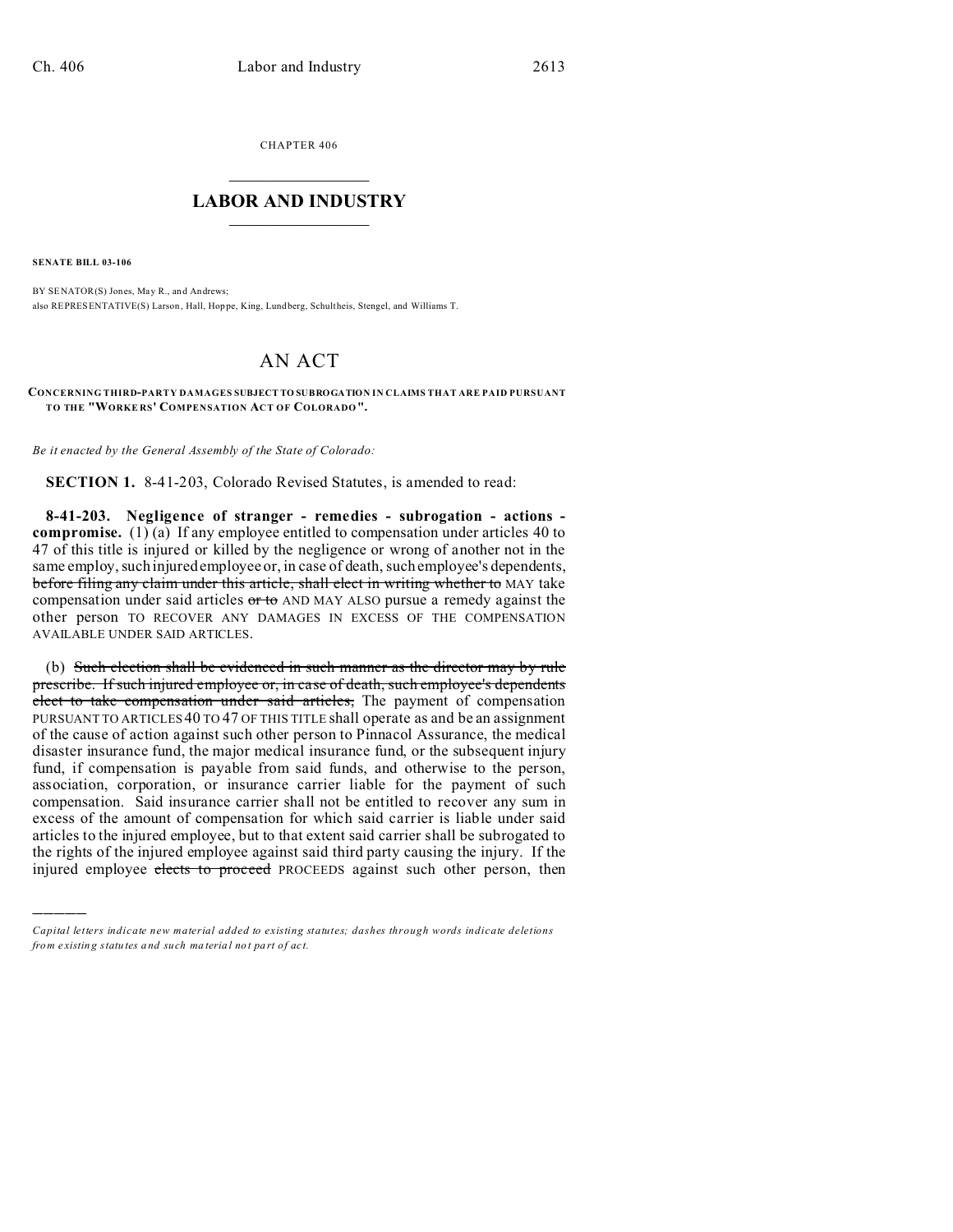CHAPTER 406

# LABOR AND INDUSTRY

**SENATE BILL 03-106**

BY SENATOR(S) Jones, May R., and Andrews;
also REPRESENTATIVE(S) Larson, Hall, Hoppe, King, Lundberg, Schultheis, Stengel, and Williams T.

# AN ACT

**CONCERNING THIRD-PARTY DAMAGES SUBJECT TO SUBROGATION IN CLAIMS THAT ARE PAID PURSUANT TO THE "WORKERS' COMPENSATION ACT OF COLORADO".**

*Be it enacted by the General Assembly of the State of Colorado:*

**SECTION 1.** 8-41-203, Colorado Revised Statutes, is amended to read:

**8-41-203. Negligence of stranger - remedies - subrogation - actions - compromise.** (1) (a) If any employee entitled to compensation under articles 40 to 47 of this title is injured or killed by the negligence or wrong of another not in the same employ, such injured employee or, in case of death, such employee's dependents, ~~before filing any claim under this article, shall elect in writing whether to~~ MAY take compensation under said articles ~~or to~~ AND MAY ALSO pursue a remedy against the other person TO RECOVER ANY DAMAGES IN EXCESS OF THE COMPENSATION AVAILABLE UNDER SAID ARTICLES.

(b) ~~Such election shall be evidenced in such manner as the director may by rule prescribe. If such injured employee or, in case of death, such employee's dependents elect to take compensation under said articles,~~ The payment of compensation PURSUANT TO ARTICLES 40 TO 47 OF THIS TITLE shall operate as and be an assignment of the cause of action against such other person to Pinnacol Assurance, the medical disaster insurance fund, the major medical insurance fund, or the subsequent injury fund, if compensation is payable from said funds, and otherwise to the person, association, corporation, or insurance carrier liable for the payment of such compensation. Said insurance carrier shall not be entitled to recover any sum in excess of the amount of compensation for which said carrier is liable under said articles to the injured employee, but to that extent said carrier shall be subrogated to the rights of the injured employee against said third party causing the injury. If the injured employee ~~elects to proceed~~ PROCEEDS against such other person, then

*Capital letters indicate new material added to existing statutes; dashes through words indicate deletions from existing statutes and such material not part of act.*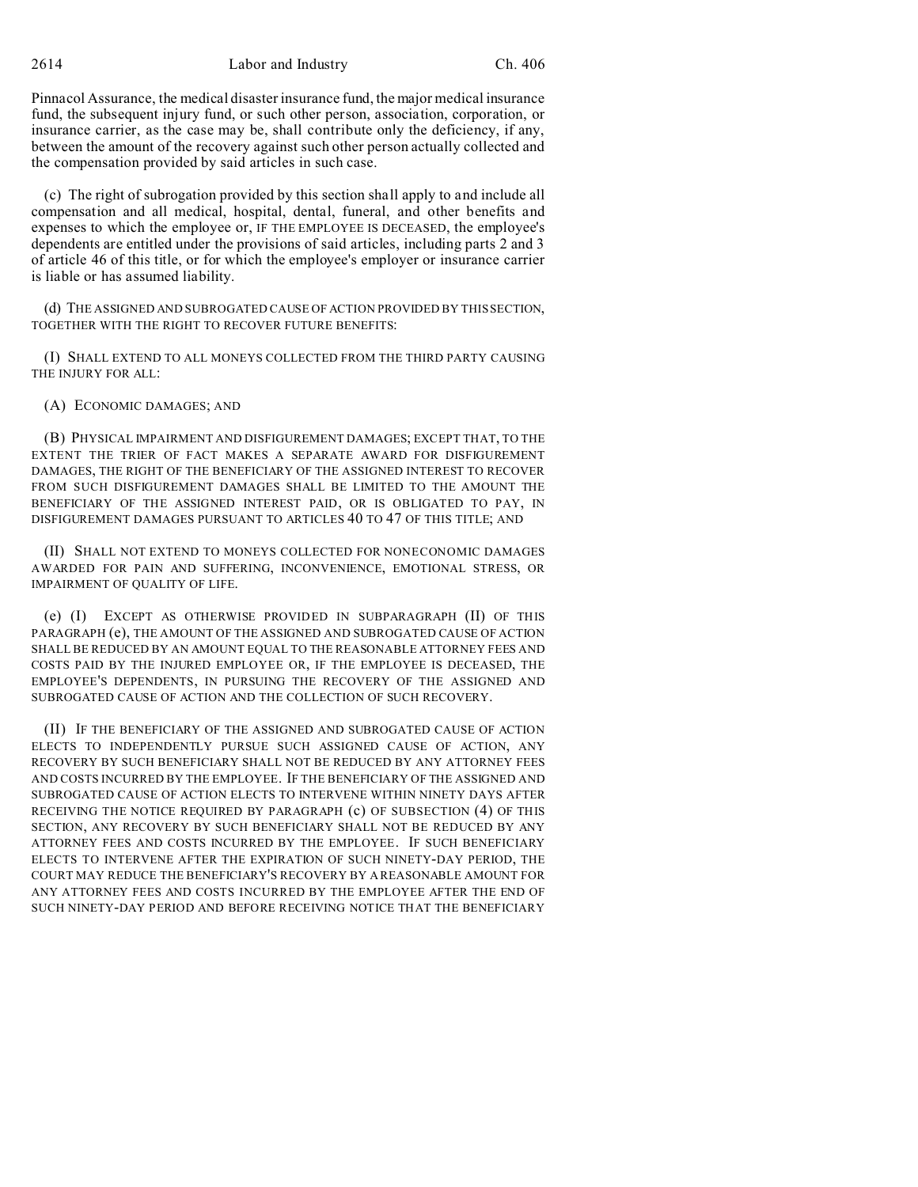Pinnacol Assurance, the medical disaster insurance fund, the major medical insurance fund, the subsequent injury fund, or such other person, association, corporation, or insurance carrier, as the case may be, shall contribute only the deficiency, if any, between the amount of the recovery against such other person actually collected and the compensation provided by said articles in such case.

(c) The right of subrogation provided by this section shall apply to and include all compensation and all medical, hospital, dental, funeral, and other benefits and expenses to which the employee or, IF THE EMPLOYEE IS DECEASED, the employee's dependents are entitled under the provisions of said articles, including parts 2 and 3 of article 46 of this title, or for which the employee's employer or insurance carrier is liable or has assumed liability.

(d) THE ASSIGNED AND SUBROGATED CAUSE OF ACTION PROVIDED BY THIS SECTION, TOGETHER WITH THE RIGHT TO RECOVER FUTURE BENEFITS:

(I) SHALL EXTEND TO ALL MONEYS COLLECTED FROM THE THIRD PARTY CAUSING THE INJURY FOR ALL:

(A) ECONOMIC DAMAGES; AND

(B) PHYSICAL IMPAIRMENT AND DISFIGUREMENT DAMAGES; EXCEPT THAT, TO THE EXTENT THE TRIER OF FACT MAKES A SEPARATE AWARD FOR DISFIGUREMENT DAMAGES, THE RIGHT OF THE BENEFICIARY OF THE ASSIGNED INTEREST TO RECOVER FROM SUCH DISFIGUREMENT DAMAGES SHALL BE LIMITED TO THE AMOUNT THE BENEFICIARY OF THE ASSIGNED INTEREST PAID, OR IS OBLIGATED TO PAY, IN DISFIGUREMENT DAMAGES PURSUANT TO ARTICLES 40 TO 47 OF THIS TITLE; AND

(II) SHALL NOT EXTEND TO MONEYS COLLECTED FOR NONECONOMIC DAMAGES AWARDED FOR PAIN AND SUFFERING, INCONVENIENCE, EMOTIONAL STRESS, OR IMPAIRMENT OF QUALITY OF LIFE.

(e) (I) EXCEPT AS OTHERWISE PROVIDED IN SUBPARAGRAPH (II) OF THIS PARAGRAPH (e), THE AMOUNT OF THE ASSIGNED AND SUBROGATED CAUSE OF ACTION SHALL BE REDUCED BY AN AMOUNT EQUAL TO THE REASONABLE ATTORNEY FEES AND COSTS PAID BY THE INJURED EMPLOYEE OR, IF THE EMPLOYEE IS DECEASED, THE EMPLOYEE'S DEPENDENTS, IN PURSUING THE RECOVERY OF THE ASSIGNED AND SUBROGATED CAUSE OF ACTION AND THE COLLECTION OF SUCH RECOVERY.

(II) IF THE BENEFICIARY OF THE ASSIGNED AND SUBROGATED CAUSE OF ACTION ELECTS TO INDEPENDENTLY PURSUE SUCH ASSIGNED CAUSE OF ACTION, ANY RECOVERY BY SUCH BENEFICIARY SHALL NOT BE REDUCED BY ANY ATTORNEY FEES AND COSTS INCURRED BY THE EMPLOYEE. IF THE BENEFICIARY OF THE ASSIGNED AND SUBROGATED CAUSE OF ACTION ELECTS TO INTERVENE WITHIN NINETY DAYS AFTER RECEIVING THE NOTICE REQUIRED BY PARAGRAPH (c) OF SUBSECTION (4) OF THIS SECTION, ANY RECOVERY BY SUCH BENEFICIARY SHALL NOT BE REDUCED BY ANY ATTORNEY FEES AND COSTS INCURRED BY THE EMPLOYEE. IF SUCH BENEFICIARY ELECTS TO INTERVENE AFTER THE EXPIRATION OF SUCH NINETY-DAY PERIOD, THE COURT MAY REDUCE THE BENEFICIARY'S RECOVERY BY A REASONABLE AMOUNT FOR ANY ATTORNEY FEES AND COSTS INCURRED BY THE EMPLOYEE AFTER THE END OF SUCH NINETY-DAY PERIOD AND BEFORE RECEIVING NOTICE THAT THE BENEFICIARY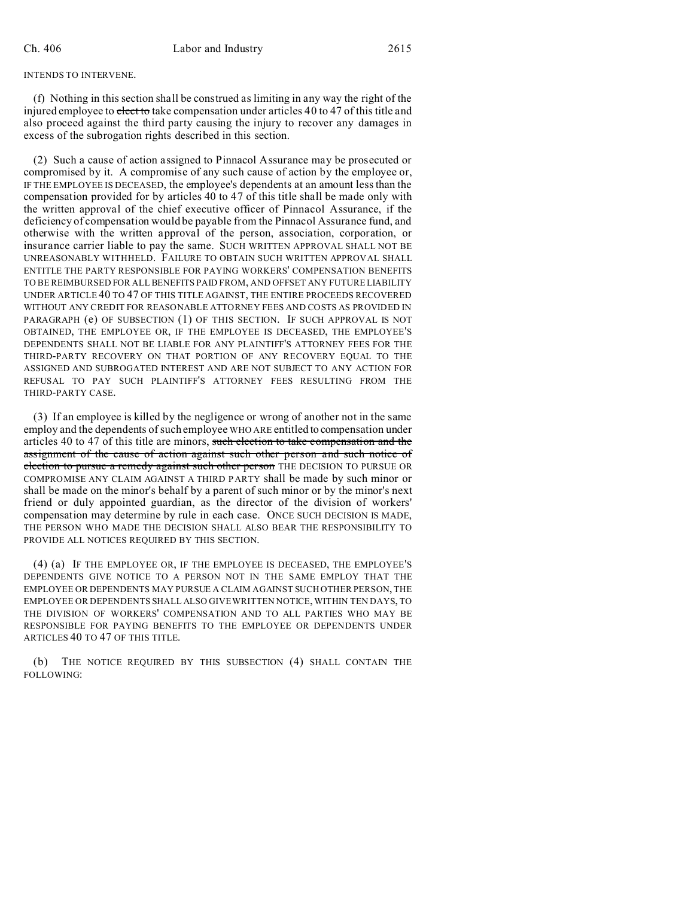INTENDS TO INTERVENE.

(f) Nothing in this section shall be construed as limiting in any way the right of the injured employee to ~~elect to~~ take compensation under articles 40 to 47 of this title and also proceed against the third party causing the injury to recover any damages in excess of the subrogation rights described in this section.

(2) Such a cause of action assigned to Pinnacol Assurance may be prosecuted or compromised by it. A compromise of any such cause of action by the employee or, IF THE EMPLOYEE IS DECEASED, the employee's dependents at an amount less than the compensation provided for by articles 40 to 47 of this title shall be made only with the written approval of the chief executive officer of Pinnacol Assurance, if the deficiency of compensation would be payable from the Pinnacol Assurance fund, and otherwise with the written approval of the person, association, corporation, or insurance carrier liable to pay the same. SUCH WRITTEN APPROVAL SHALL NOT BE UNREASONABLY WITHHELD. FAILURE TO OBTAIN SUCH WRITTEN APPROVAL SHALL ENTITLE THE PARTY RESPONSIBLE FOR PAYING WORKERS' COMPENSATION BENEFITS TO BE REIMBURSED FOR ALL BENEFITS PAID FROM, AND OFFSET ANY FUTURE LIABILITY UNDER ARTICLE 40 TO 47 OF THIS TITLE AGAINST, THE ENTIRE PROCEEDS RECOVERED WITHOUT ANY CREDIT FOR REASONABLE ATTORNEY FEES AND COSTS AS PROVIDED IN PARAGRAPH (e) OF SUBSECTION (1) OF THIS SECTION. IF SUCH APPROVAL IS NOT OBTAINED, THE EMPLOYEE OR, IF THE EMPLOYEE IS DECEASED, THE EMPLOYEE'S DEPENDENTS SHALL NOT BE LIABLE FOR ANY PLAINTIFF'S ATTORNEY FEES FOR THE THIRD-PARTY RECOVERY ON THAT PORTION OF ANY RECOVERY EQUAL TO THE ASSIGNED AND SUBROGATED INTEREST AND ARE NOT SUBJECT TO ANY ACTION FOR REFUSAL TO PAY SUCH PLAINTIFF'S ATTORNEY FEES RESULTING FROM THE THIRD-PARTY CASE.

(3) If an employee is killed by the negligence or wrong of another not in the same employ and the dependents of such employee WHO ARE entitled to compensation under articles 40 to 47 of this title are minors, ~~such election to take compensation and the assignment of the cause of action against such other person and such notice of election to pursue a remedy against such other person~~ THE DECISION TO PURSUE OR COMPROMISE ANY CLAIM AGAINST A THIRD PARTY shall be made by such minor or shall be made on the minor's behalf by a parent of such minor or by the minor's next friend or duly appointed guardian, as the director of the division of workers' compensation may determine by rule in each case. ONCE SUCH DECISION IS MADE, THE PERSON WHO MADE THE DECISION SHALL ALSO BEAR THE RESPONSIBILITY TO PROVIDE ALL NOTICES REQUIRED BY THIS SECTION.

(4) (a) IF THE EMPLOYEE OR, IF THE EMPLOYEE IS DECEASED, THE EMPLOYEE'S DEPENDENTS GIVE NOTICE TO A PERSON NOT IN THE SAME EMPLOY THAT THE EMPLOYEE OR DEPENDENTS MAY PURSUE A CLAIM AGAINST SUCH OTHER PERSON, THE EMPLOYEE OR DEPENDENTS SHALL ALSO GIVE WRITTEN NOTICE, WITHIN TEN DAYS, TO THE DIVISION OF WORKERS' COMPENSATION AND TO ALL PARTIES WHO MAY BE RESPONSIBLE FOR PAYING BENEFITS TO THE EMPLOYEE OR DEPENDENTS UNDER ARTICLES 40 TO 47 OF THIS TITLE.

(b) THE NOTICE REQUIRED BY THIS SUBSECTION (4) SHALL CONTAIN THE FOLLOWING: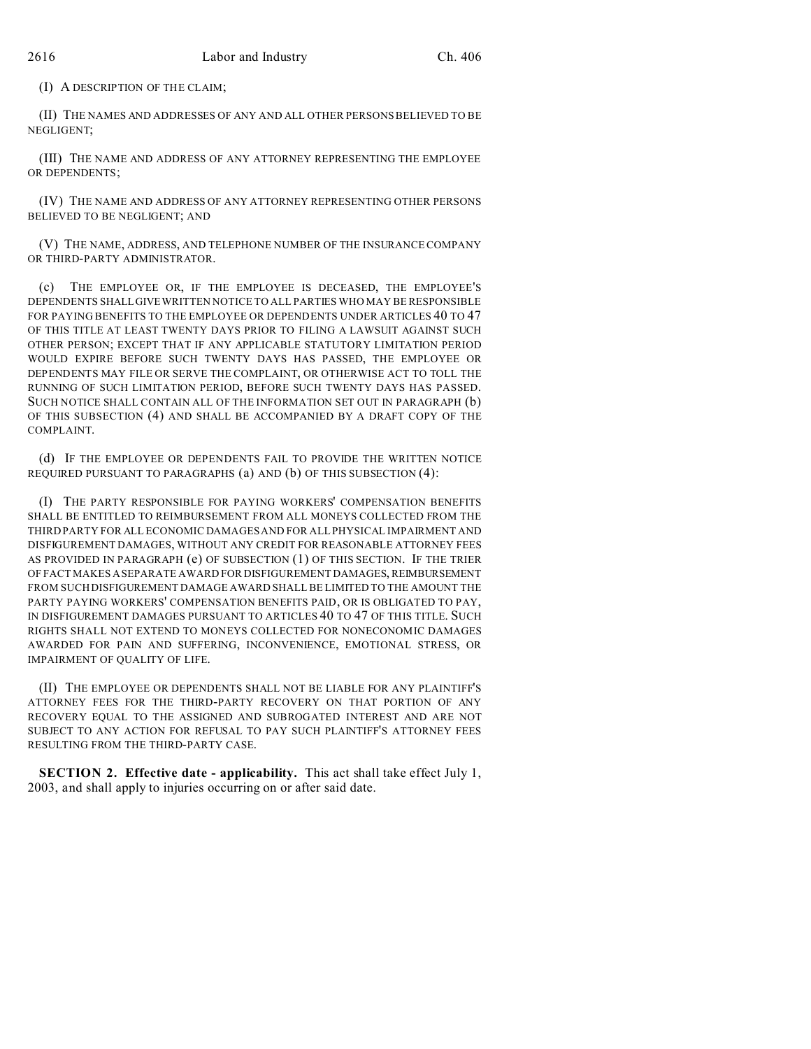(I) A DESCRIPTION OF THE CLAIM;

(II) THE NAMES AND ADDRESSES OF ANY AND ALL OTHER PERSONS BELIEVED TO BE NEGLIGENT;

(III) THE NAME AND ADDRESS OF ANY ATTORNEY REPRESENTING THE EMPLOYEE OR DEPENDENTS;

(IV) THE NAME AND ADDRESS OF ANY ATTORNEY REPRESENTING OTHER PERSONS BELIEVED TO BE NEGLIGENT; AND

(V) THE NAME, ADDRESS, AND TELEPHONE NUMBER OF THE INSURANCE COMPANY OR THIRD-PARTY ADMINISTRATOR.

(c) THE EMPLOYEE OR, IF THE EMPLOYEE IS DECEASED, THE EMPLOYEE'S DEPENDENTS SHALL GIVE WRITTEN NOTICE TO ALL PARTIES WHO MAY BE RESPONSIBLE FOR PAYING BENEFITS TO THE EMPLOYEE OR DEPENDENTS UNDER ARTICLES 40 TO 47 OF THIS TITLE AT LEAST TWENTY DAYS PRIOR TO FILING A LAWSUIT AGAINST SUCH OTHER PERSON; EXCEPT THAT IF ANY APPLICABLE STATUTORY LIMITATION PERIOD WOULD EXPIRE BEFORE SUCH TWENTY DAYS HAS PASSED, THE EMPLOYEE OR DEPENDENTS MAY FILE OR SERVE THE COMPLAINT, OR OTHERWISE ACT TO TOLL THE RUNNING OF SUCH LIMITATION PERIOD, BEFORE SUCH TWENTY DAYS HAS PASSED. SUCH NOTICE SHALL CONTAIN ALL OF THE INFORMATION SET OUT IN PARAGRAPH (b) OF THIS SUBSECTION (4) AND SHALL BE ACCOMPANIED BY A DRAFT COPY OF THE COMPLAINT.

(d) IF THE EMPLOYEE OR DEPENDENTS FAIL TO PROVIDE THE WRITTEN NOTICE REQUIRED PURSUANT TO PARAGRAPHS (a) AND (b) OF THIS SUBSECTION (4):

(I) THE PARTY RESPONSIBLE FOR PAYING WORKERS' COMPENSATION BENEFITS SHALL BE ENTITLED TO REIMBURSEMENT FROM ALL MONEYS COLLECTED FROM THE THIRD PARTY FOR ALL ECONOMIC DAMAGES AND FOR ALL PHYSICAL IMPAIRMENT AND DISFIGUREMENT DAMAGES, WITHOUT ANY CREDIT FOR REASONABLE ATTORNEY FEES AS PROVIDED IN PARAGRAPH (e) OF SUBSECTION (1) OF THIS SECTION. IF THE TRIER OF FACT MAKES A SEPARATE AWARD FOR DISFIGUREMENT DAMAGES, REIMBURSEMENT FROM SUCH DISFIGUREMENT DAMAGE AWARD SHALL BE LIMITED TO THE AMOUNT THE PARTY PAYING WORKERS' COMPENSATION BENEFITS PAID, OR IS OBLIGATED TO PAY, IN DISFIGUREMENT DAMAGES PURSUANT TO ARTICLES 40 TO 47 OF THIS TITLE. SUCH RIGHTS SHALL NOT EXTEND TO MONEYS COLLECTED FOR NONECONOMIC DAMAGES AWARDED FOR PAIN AND SUFFERING, INCONVENIENCE, EMOTIONAL STRESS, OR IMPAIRMENT OF QUALITY OF LIFE.

(II) THE EMPLOYEE OR DEPENDENTS SHALL NOT BE LIABLE FOR ANY PLAINTIFF'S ATTORNEY FEES FOR THE THIRD-PARTY RECOVERY ON THAT PORTION OF ANY RECOVERY EQUAL TO THE ASSIGNED AND SUBROGATED INTEREST AND ARE NOT SUBJECT TO ANY ACTION FOR REFUSAL TO PAY SUCH PLAINTIFF'S ATTORNEY FEES RESULTING FROM THE THIRD-PARTY CASE.

**SECTION 2. Effective date - applicability.** This act shall take effect July 1, 2003, and shall apply to injuries occurring on or after said date.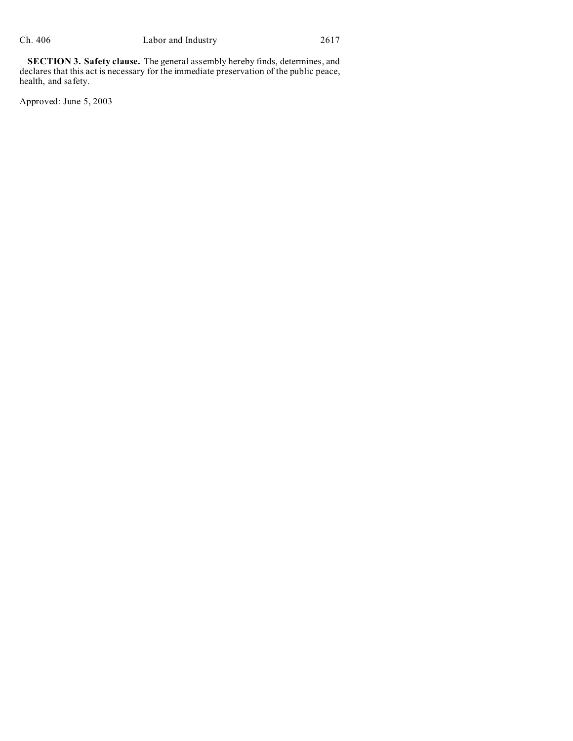**SECTION 3. Safety clause.** The general assembly hereby finds, determines, and declares that this act is necessary for the immediate preservation of the public peace, health, and safety.

Approved: June 5, 2003